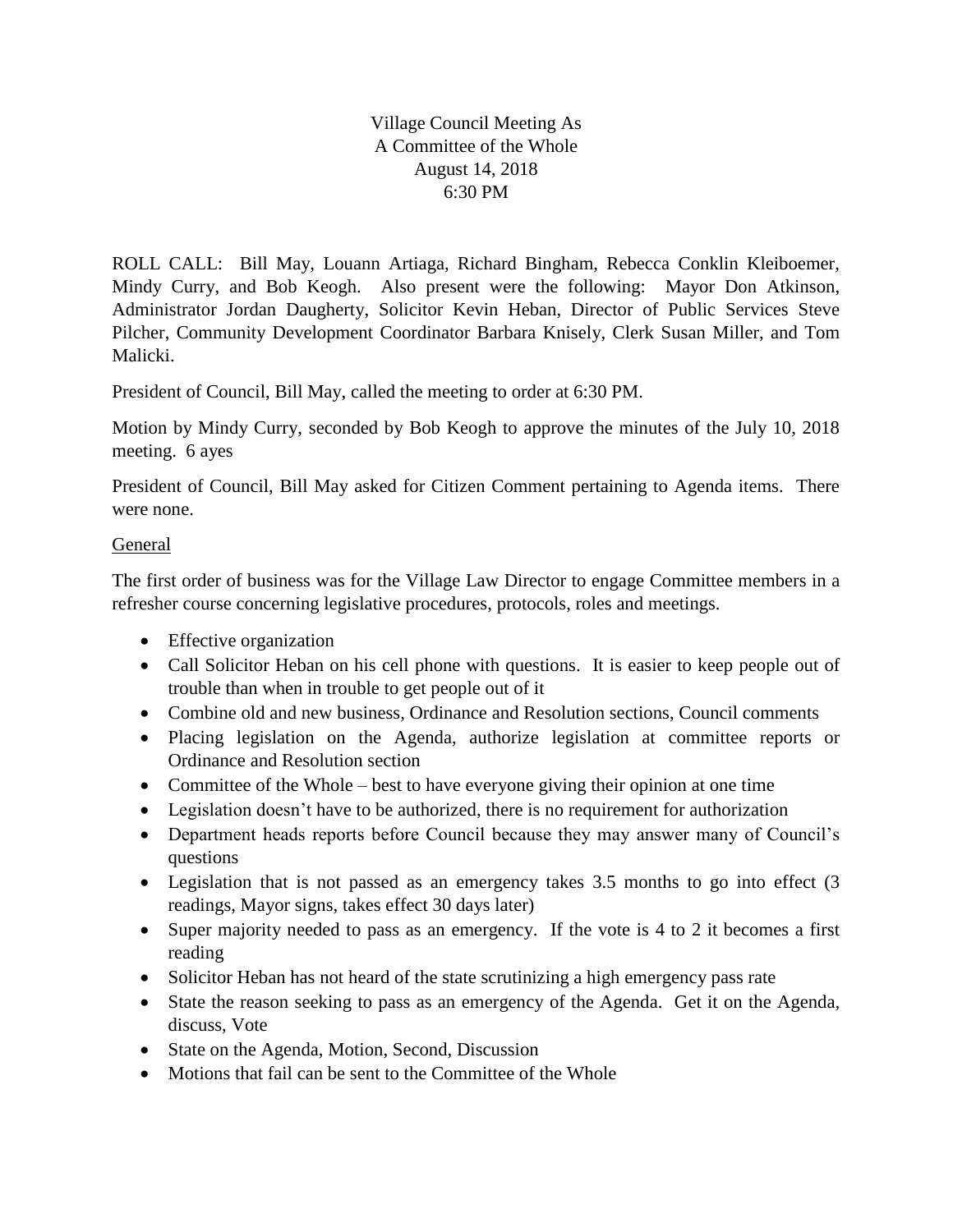Village Council Meeting As
A Committee of the Whole
August 14, 2018
6:30 PM

ROLL CALL: Bill May, Louann Artiaga, Richard Bingham, Rebecca Conklin Kleiboemer, Mindy Curry, and Bob Keogh. Also present were the following: Mayor Don Atkinson, Administrator Jordan Daugherty, Solicitor Kevin Heban, Director of Public Services Steve Pilcher, Community Development Coordinator Barbara Knisely, Clerk Susan Miller, and Tom Malicki.

President of Council, Bill May, called the meeting to order at 6:30 PM.

Motion by Mindy Curry, seconded by Bob Keogh to approve the minutes of the July 10, 2018 meeting. 6 ayes

President of Council, Bill May asked for Citizen Comment pertaining to Agenda items. There were none.

<u>General</u>

The first order of business was for the Village Law Director to engage Committee members in a refresher course concerning legislative procedures, protocols, roles and meetings.

- Effective organization
- Call Solicitor Heban on his cell phone with questions. It is easier to keep people out of trouble than when in trouble to get people out of it
- Combine old and new business, Ordinance and Resolution sections, Council comments
- Placing legislation on the Agenda, authorize legislation at committee reports or Ordinance and Resolution section
- Committee of the Whole – best to have everyone giving their opinion at one time
- Legislation doesn't have to be authorized, there is no requirement for authorization
- Department heads reports before Council because they may answer many of Council's questions
- Legislation that is not passed as an emergency takes 3.5 months to go into effect (3 readings, Mayor signs, takes effect 30 days later)
- Super majority needed to pass as an emergency. If the vote is 4 to 2 it becomes a first reading
- Solicitor Heban has not heard of the state scrutinizing a high emergency pass rate
- State the reason seeking to pass as an emergency of the Agenda. Get it on the Agenda, discuss, Vote
- State on the Agenda, Motion, Second, Discussion
- Motions that fail can be sent to the Committee of the Whole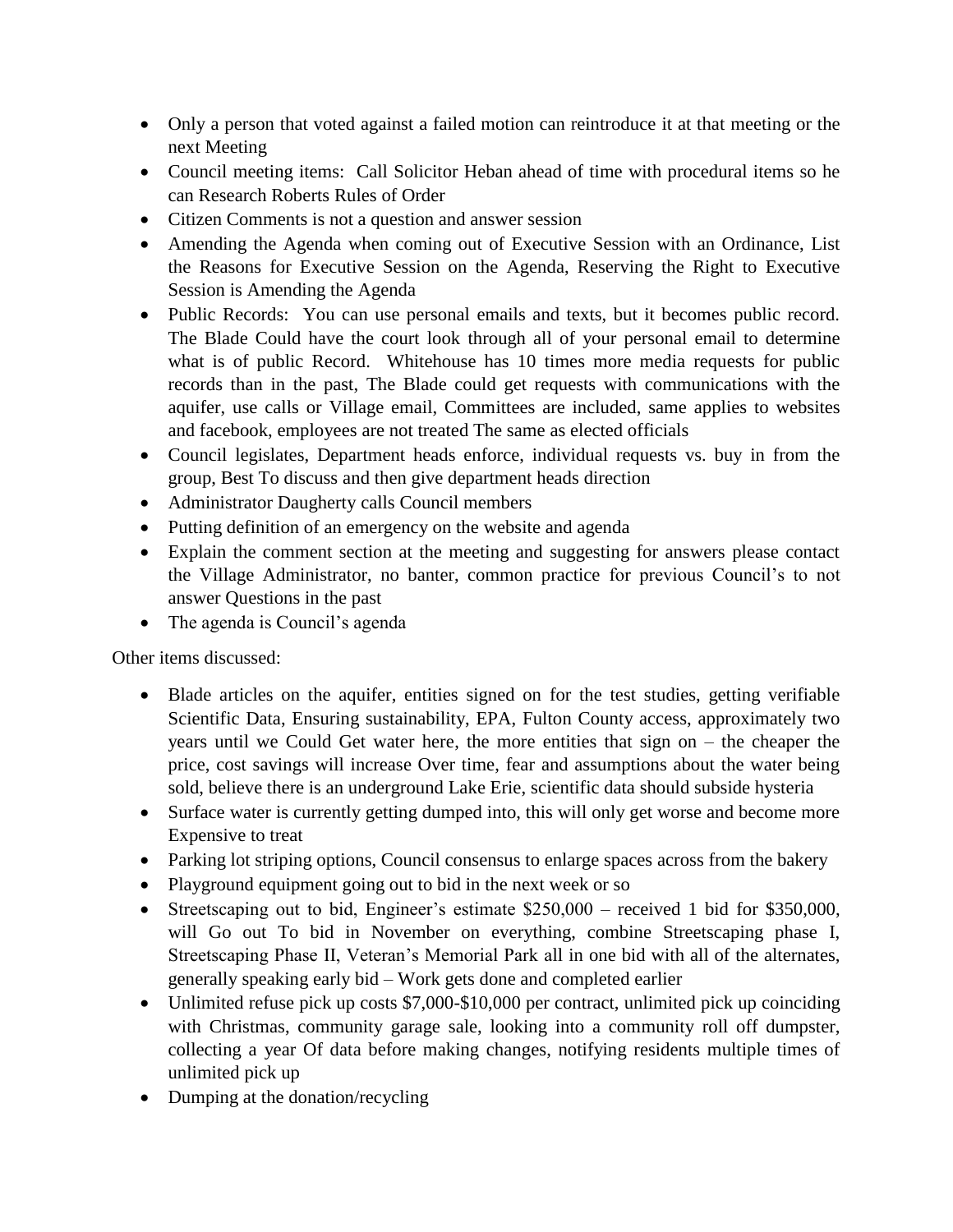- Only a person that voted against a failed motion can reintroduce it at that meeting or the next Meeting
- Council meeting items: Call Solicitor Heban ahead of time with procedural items so he can Research Roberts Rules of Order
- Citizen Comments is not a question and answer session
- Amending the Agenda when coming out of Executive Session with an Ordinance, List the Reasons for Executive Session on the Agenda, Reserving the Right to Executive Session is Amending the Agenda
- Public Records: You can use personal emails and texts, but it becomes public record. The Blade Could have the court look through all of your personal email to determine what is of public Record. Whitehouse has 10 times more media requests for public records than in the past, The Blade could get requests with communications with the aquifer, use calls or Village email, Committees are included, same applies to websites and facebook, employees are not treated The same as elected officials
- Council legislates, Department heads enforce, individual requests vs. buy in from the group, Best To discuss and then give department heads direction
- Administrator Daugherty calls Council members
- Putting definition of an emergency on the website and agenda
- Explain the comment section at the meeting and suggesting for answers please contact the Village Administrator, no banter, common practice for previous Council's to not answer Questions in the past
- The agenda is Council's agenda

Other items discussed:

- Blade articles on the aquifer, entities signed on for the test studies, getting verifiable Scientific Data, Ensuring sustainability, EPA, Fulton County access, approximately two years until we Could Get water here, the more entities that sign on – the cheaper the price, cost savings will increase Over time, fear and assumptions about the water being sold, believe there is an underground Lake Erie, scientific data should subside hysteria
- Surface water is currently getting dumped into, this will only get worse and become more Expensive to treat
- Parking lot striping options, Council consensus to enlarge spaces across from the bakery
- Playground equipment going out to bid in the next week or so
- Streetscaping out to bid, Engineer's estimate $250,000 – received 1 bid for $350,000, will Go out To bid in November on everything, combine Streetscaping phase I, Streetscaping Phase II, Veteran's Memorial Park all in one bid with all of the alternates, generally speaking early bid – Work gets done and completed earlier
- Unlimited refuse pick up costs $7,000-$10,000 per contract, unlimited pick up coinciding with Christmas, community garage sale, looking into a community roll off dumpster, collecting a year Of data before making changes, notifying residents multiple times of unlimited pick up
- Dumping at the donation/recycling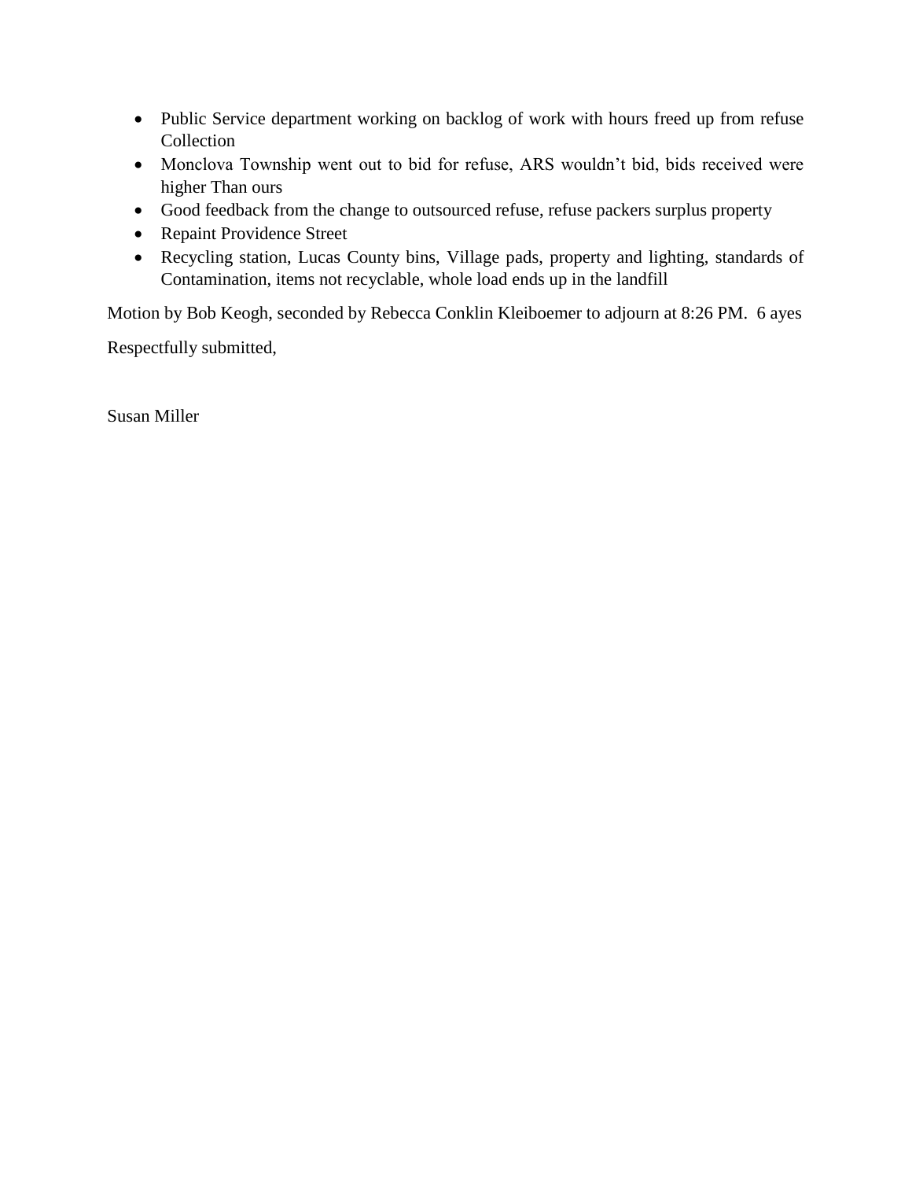- Public Service department working on backlog of work with hours freed up from refuse Collection
- Monclova Township went out to bid for refuse, ARS wouldn't bid, bids received were higher Than ours
- Good feedback from the change to outsourced refuse, refuse packers surplus property
- Repaint Providence Street
- Recycling station, Lucas County bins, Village pads, property and lighting, standards of Contamination, items not recyclable, whole load ends up in the landfill

Motion by Bob Keogh, seconded by Rebecca Conklin Kleiboemer to adjourn at 8:26 PM. 6 ayes

Respectfully submitted,

Susan Miller